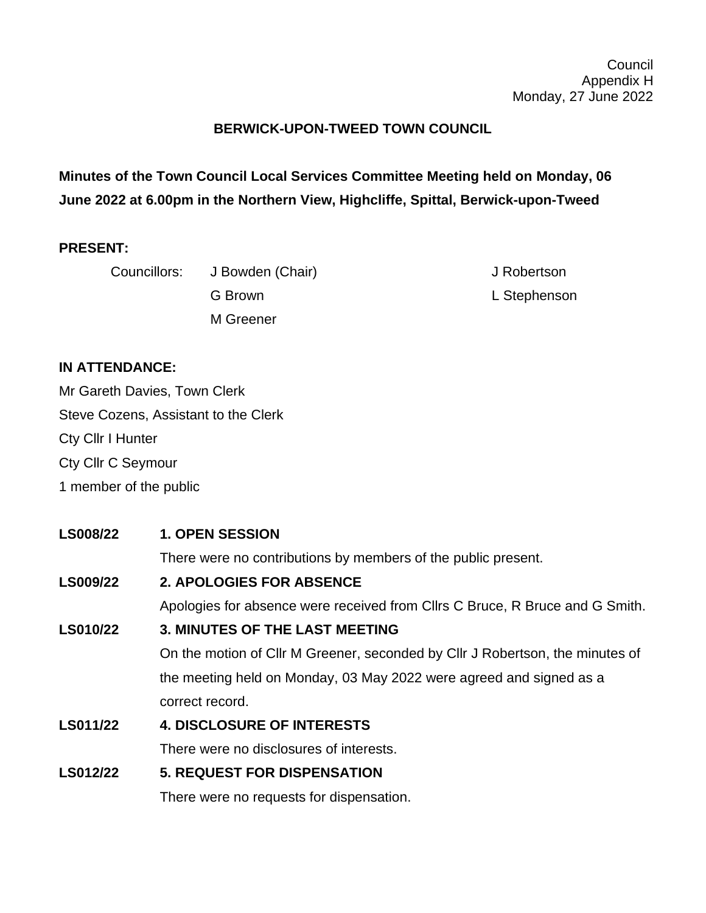Council
Appendix H
Monday, 27 June 2022

# BERWICK-UPON-TWEED TOWN COUNCIL

**Minutes of the Town Council Local Services Committee Meeting held on Monday, 06 June 2022 at 6.00pm in the Northern View, Highcliffe, Spittal, Berwick-upon-Tweed**

**PRESENT:**

Councillors: J Bowden (Chair), G Brown, M Greener, J Robertson, L Stephenson

**IN ATTENDANCE:**

Mr Gareth Davies, Town Clerk
Steve Cozens, Assistant to the Clerk
Cty Cllr I Hunter
Cty Cllr C Seymour
1 member of the public

**LS008/22** **1. OPEN SESSION**

There were no contributions by members of the public present.

**LS009/22** **2. APOLOGIES FOR ABSENCE**

Apologies for absence were received from Cllrs C Bruce, R Bruce and G Smith.

**LS010/22** **3. MINUTES OF THE LAST MEETING**

On the motion of Cllr M Greener, seconded by Cllr J Robertson, the minutes of the meeting held on Monday, 03 May 2022 were agreed and signed as a correct record.

**LS011/22** **4. DISCLOSURE OF INTERESTS**

There were no disclosures of interests.

**LS012/22** **5. REQUEST FOR DISPENSATION**

There were no requests for dispensation.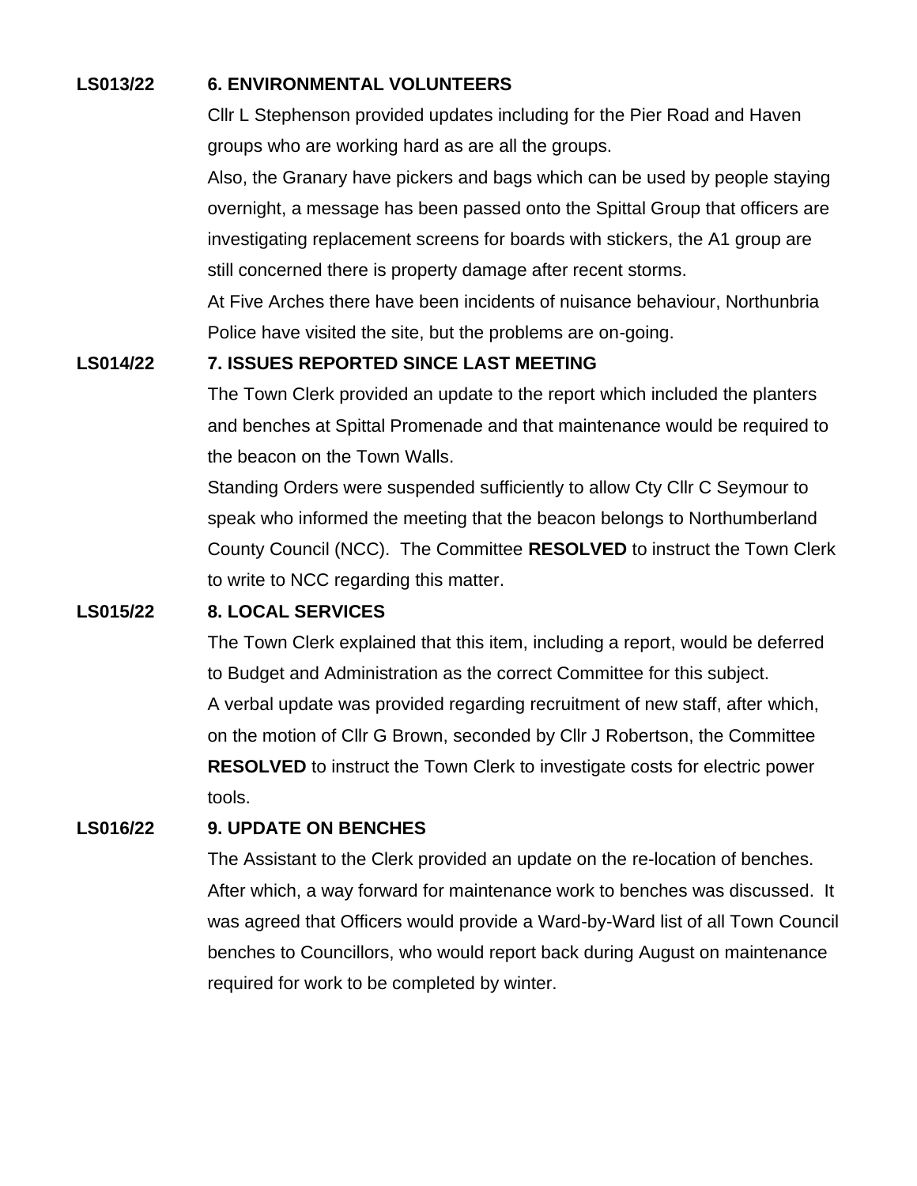**LS013/22 6. ENVIRONMENTAL VOLUNTEERS**

Cllr L Stephenson provided updates including for the Pier Road and Haven groups who are working hard as are all the groups.

Also, the Granary have pickers and bags which can be used by people staying overnight, a message has been passed onto the Spittal Group that officers are investigating replacement screens for boards with stickers, the A1 group are still concerned there is property damage after recent storms.

At Five Arches there have been incidents of nuisance behaviour, Northunbria Police have visited the site, but the problems are on-going.

**LS014/22 7. ISSUES REPORTED SINCE LAST MEETING**

The Town Clerk provided an update to the report which included the planters and benches at Spittal Promenade and that maintenance would be required to the beacon on the Town Walls.

Standing Orders were suspended sufficiently to allow Cty Cllr C Seymour to speak who informed the meeting that the beacon belongs to Northumberland County Council (NCC). The Committee **RESOLVED** to instruct the Town Clerk to write to NCC regarding this matter.

**LS015/22 8. LOCAL SERVICES**

The Town Clerk explained that this item, including a report, would be deferred to Budget and Administration as the correct Committee for this subject.

A verbal update was provided regarding recruitment of new staff, after which, on the motion of Cllr G Brown, seconded by Cllr J Robertson, the Committee **RESOLVED** to instruct the Town Clerk to investigate costs for electric power tools.

**LS016/22 9. UPDATE ON BENCHES**

The Assistant to the Clerk provided an update on the re-location of benches. After which, a way forward for maintenance work to benches was discussed. It was agreed that Officers would provide a Ward-by-Ward list of all Town Council benches to Councillors, who would report back during August on maintenance required for work to be completed by winter.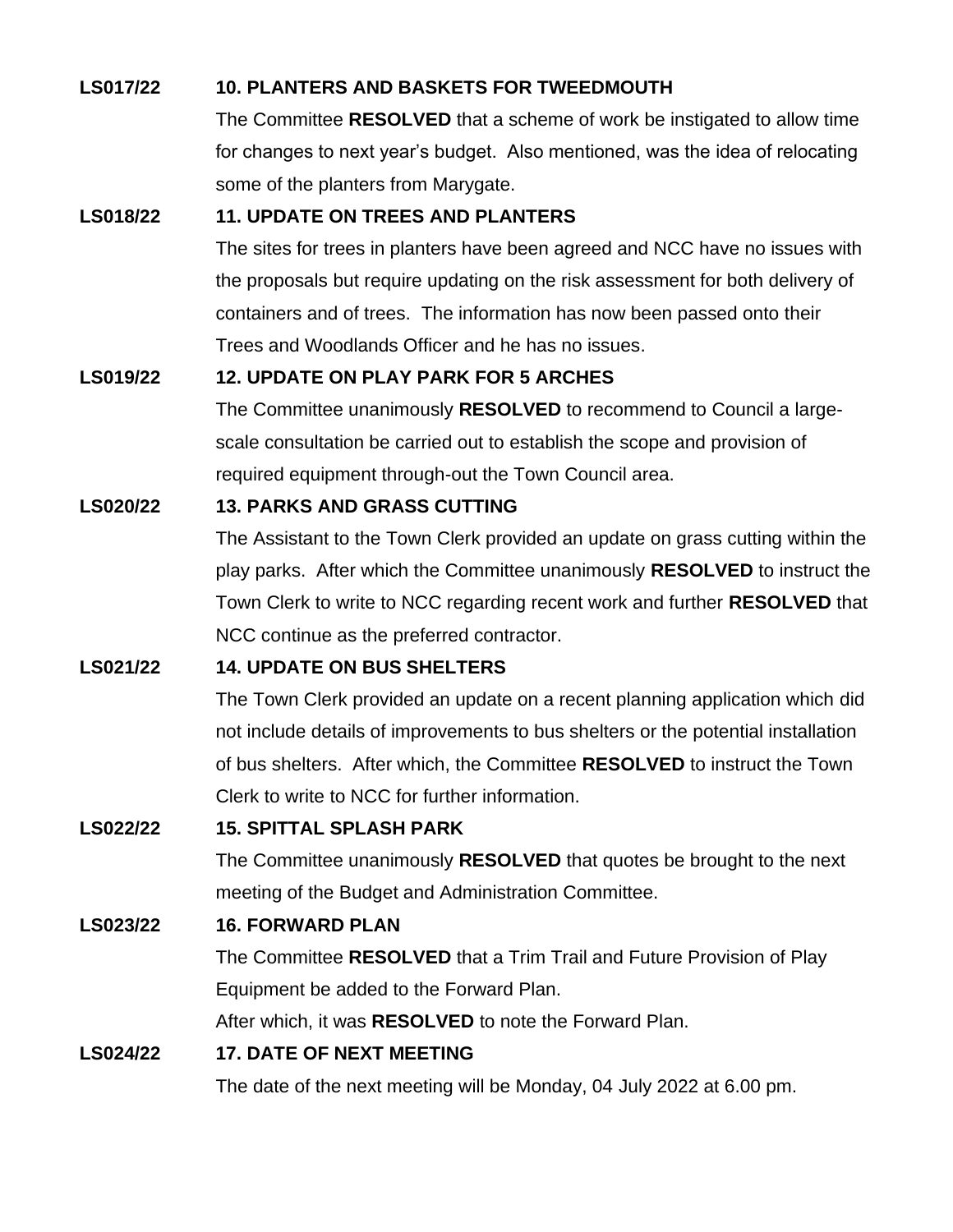**LS017/22** **10. PLANTERS AND BASKETS FOR TWEEDMOUTH**

The Committee **RESOLVED** that a scheme of work be instigated to allow time for changes to next year's budget. Also mentioned, was the idea of relocating some of the planters from Marygate.

**LS018/22** **11. UPDATE ON TREES AND PLANTERS**

The sites for trees in planters have been agreed and NCC have no issues with the proposals but require updating on the risk assessment for both delivery of containers and of trees. The information has now been passed onto their Trees and Woodlands Officer and he has no issues.

**LS019/22** **12. UPDATE ON PLAY PARK FOR 5 ARCHES**

The Committee unanimously **RESOLVED** to recommend to Council a large-scale consultation be carried out to establish the scope and provision of required equipment through-out the Town Council area.

**LS020/22** **13. PARKS AND GRASS CUTTING**

The Assistant to the Town Clerk provided an update on grass cutting within the play parks. After which the Committee unanimously **RESOLVED** to instruct the Town Clerk to write to NCC regarding recent work and further **RESOLVED** that NCC continue as the preferred contractor.

**LS021/22** **14. UPDATE ON BUS SHELTERS**

The Town Clerk provided an update on a recent planning application which did not include details of improvements to bus shelters or the potential installation of bus shelters. After which, the Committee **RESOLVED** to instruct the Town Clerk to write to NCC for further information.

**LS022/22** **15. SPITTAL SPLASH PARK**

The Committee unanimously **RESOLVED** that quotes be brought to the next meeting of the Budget and Administration Committee.

**LS023/22** **16. FORWARD PLAN**

The Committee **RESOLVED** that a Trim Trail and Future Provision of Play Equipment be added to the Forward Plan.

After which, it was **RESOLVED** to note the Forward Plan.

**LS024/22** **17. DATE OF NEXT MEETING**

The date of the next meeting will be Monday, 04 July 2022 at 6.00 pm.